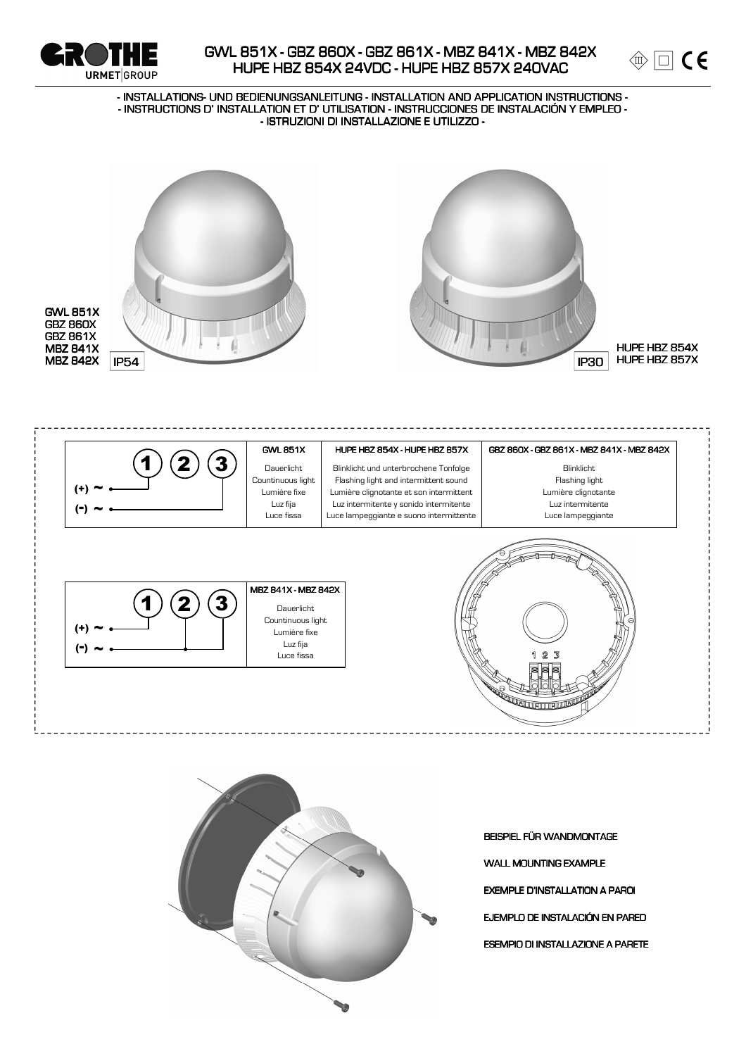# GWL 851X - GBZ 860X - GBZ 861X - MBZ 841X - MBZ 842X
# HUPE HBZ 854X 24VDC - HUPE HBZ 857X 240VAC

- INSTALLATIONS- UND BEDIENUNGSANLEITUNG - INSTALLATION AND APPLICATION INSTRUCTIONS -
- INSTRUCTIONS D' INSTALLATION ET D' UTILISATION - INSTRUCCIONES DE INSTALACIÓN Y EMPLEO -
- ISTRUZIONI DI INSTALLAZIONE E UTILIZZO -

GWL 851X
GBZ 860X
GBZ 861X
MBZ 841X
MBZ 842X
IP54

IP30
HUPE HBZ 854X
HUPE HBZ 857X

Terminals 1 2 3: (+) ~ → 1, (-) ~ → 3

| GWL 851X | HUPE HBZ 854X - HUPE HBZ 857X | GBZ 860X - GBZ 861X - MBZ 841X - MBZ 842X |
|---|---|---|
| Dauerlicht | Blinklicht und unterbrochene Tonfolge | Blinklicht |
| Countinuous light | Flashing light and intermittent sound | Flashing light |
| Lumière fixe | Lumière clignotante et son intermittent | Lumière clignotante |
| Luz fija | Luz intermitente y sonido intermitente | Luz intermitente |
| Luce fissa | Luce lampeggiante e suono intermittente | Luce lampeggiante |

Terminals 1 2 3: (+) ~ → 1, (-) ~ → 2 and 3

| MBZ 841X - MBZ 842X |
|---|
| Dauerlicht |
| Countinuous light |
| Lumière fixe |
| Luz fija |
| Luce fissa |

1 2 3

BEISPIEL FÜR WANDMONTAGE

WALL MOUNTING EXAMPLE

EXEMPLE D'INSTALLATION A PAROI

EJEMPLO DE INSTALACIÓN EN PARED

ESEMPIO DI INSTALLAZIONE A PARETE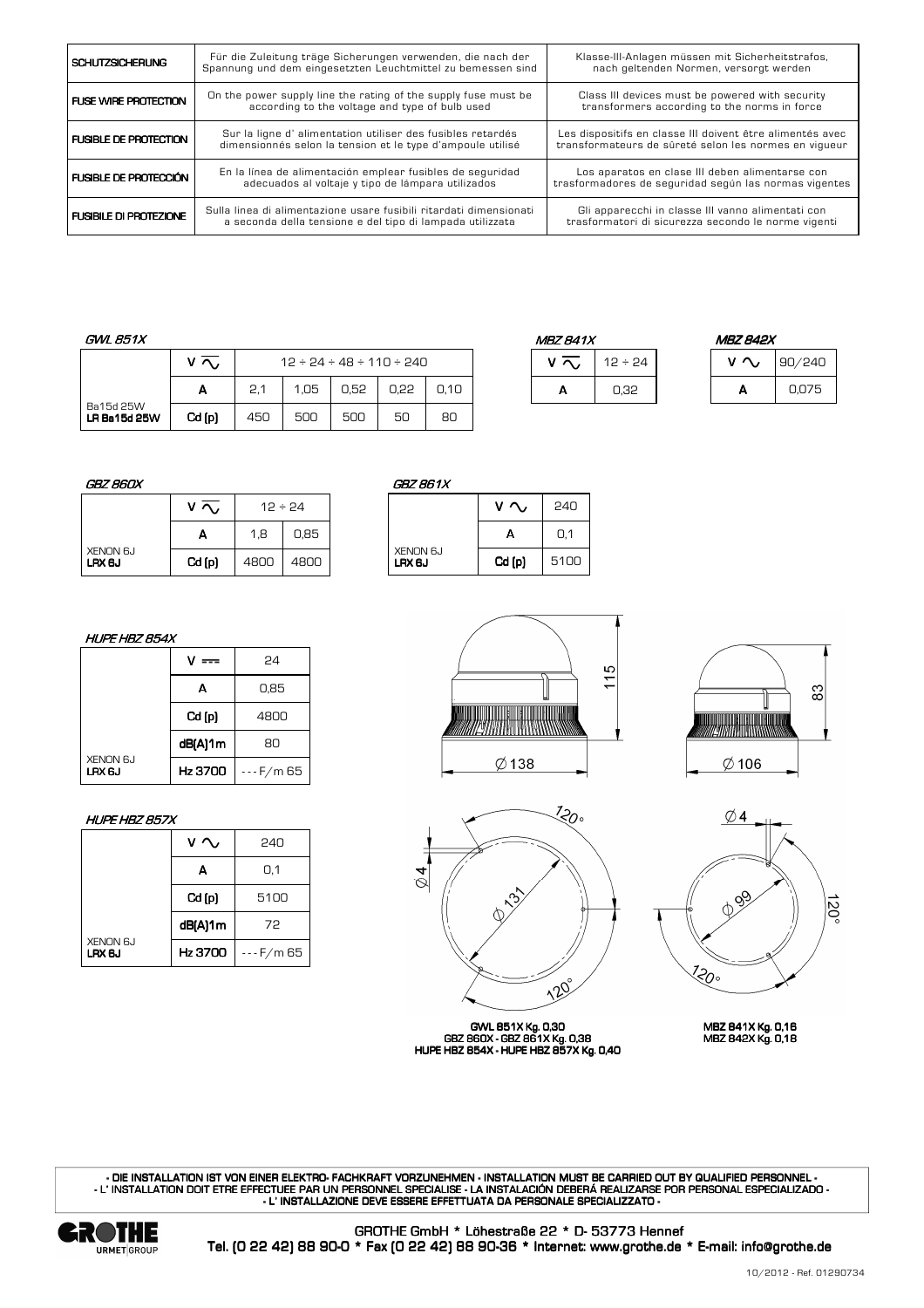| | | |
|---|---|---|
| SCHUTZSICHERUNG | Für die Zuleitung träge Sicherungen verwenden, die nach der Spannung und dem eingesetzten Leuchtmittel zu bemessen sind | Klasse-III-Anlagen müssen mit Sicherheitstrafos, nach geltenden Normen, versorgt werden |
| FUSE WIRE PROTECTION | On the power supply line the rating of the supply fuse must be according to the voltage and type of bulb used | Class III devices must be powered with security transformers according to the norms in force |
| FUSIBLE DE PROTECTION | Sur la ligne d' alimentation utiliser des fusibles retardés dimensionnés selon la tension et le type d'ampoule utilisé | Les dispositifs en classe III doivent être alimentés avec transformateurs de sûreté selon les normes en vigueur |
| FUSIBLE DE PROTECCIÓN | En la línea de alimentación emplear fusibles de seguridad adecuados al voltaje y tipo de lámpara utilizados | Los aparatos en clase III deben alimentarse con trasformadores de seguridad según las normas vigentes |
| FUSIBILE DI PROTEZIONE | Sulla linea di alimentazione usare fusibili ritardati dimensionati a seconda della tensione e del tipo di lampada utilizzata | Gli apparecchi in classe III vanno alimentati con trasformatori di sicurezza secondo le norme vigenti |

*GWL 851X*

| | | | | | | |
|---|---|---|---|---|---|---|
| | V ∿ | 12 ÷ 24 ÷ 48 ÷ 110 ÷ 240 | | | | |
| | A | 2,1 | 1,05 | 0,52 | 0,22 | 0,10 |
| Ba15d 25W **LR Ba15d 25W** | Cd (p) | 450 | 500 | 500 | 50 | 80 |

*MBZ 841X*

| | |
|---|---|
| V ∿ | 12 ÷ 24 |
| A | 0,32 |

*MBZ 842X*

| | |
|---|---|
| V ∿ | 90/240 |
| A | 0,075 |

*GBZ 860X*

| | | | |
|---|---|---|---|
| | V ∿ | 12 ÷ 24 | |
| | A | 1,8 | 0,85 |
| XENON 6J **LRX 6J** | Cd (p) | 4800 | 4800 |

*GBZ 861X*

| | | |
|---|---|---|
| | V ∿ | 240 |
| | A | 0,1 |
| XENON 6J **LRX 6J** | Cd (p) | 5100 |

*HUPE HBZ 854X*

| | | |
|---|---|---|
| | V ⎓ | 24 |
| | A | 0,85 |
| | Cd (p) | 4800 |
| | dB(A)1m | 80 |
| XENON 6J **LRX 6J** | Hz 3700 | ---F/m 65 |

*HUPE HBZ 857X*

| | | |
|---|---|---|
| | V ∿ | 240 |
| | A | 0,1 |
| | Cd (p) | 5100 |
| | dB(A)1m | 72 |
| XENON 6J **LRX 6J** | Hz 3700 | ---F/m 65 |

115
Ø138
83
Ø106
120°
Ø4
Ø131
120°
Ø4
Ø99
120°
120°

**GWL 851X Kg. 0,30**
**GBZ 860X - GBZ 861X Kg. 0,38**
**HUPE HBZ 854X - HUPE HBZ 857X Kg. 0,40**

**MBZ 841X Kg. 0,16**
**MBZ 842X Kg. 0,18**

**- DIE INSTALLATION IST VON EINER ELEKTRO- FACHKRAFT VORZUNEHMEN - INSTALLATION MUST BE CARRIED OUT BY QUALIFIED PERSONNEL -**
**- L' INSTALLATION DOIT ETRE EFFECTUEE PAR UN PERSONNEL SPECIALISE - LA INSTALACIÓN DEBERÁ REALIZARSE POR PERSONAL ESPECIALIZADO -**
**- L' INSTALLAZIONE DEVE ESSERE EFFETTUATA DA PERSONALE SPECIALIZZATO -**

GROTHE URMET GROUP

GROTHE GmbH * Löhestraße 22 * D- 53773 Hennef
**Tel. (0 22 42) 88 90-0 * Fax (0 22 42) 88 90-36 * Internet: www.grothe.de * E-mail: info@grothe.de**

10/2012 - Ref. 01290734